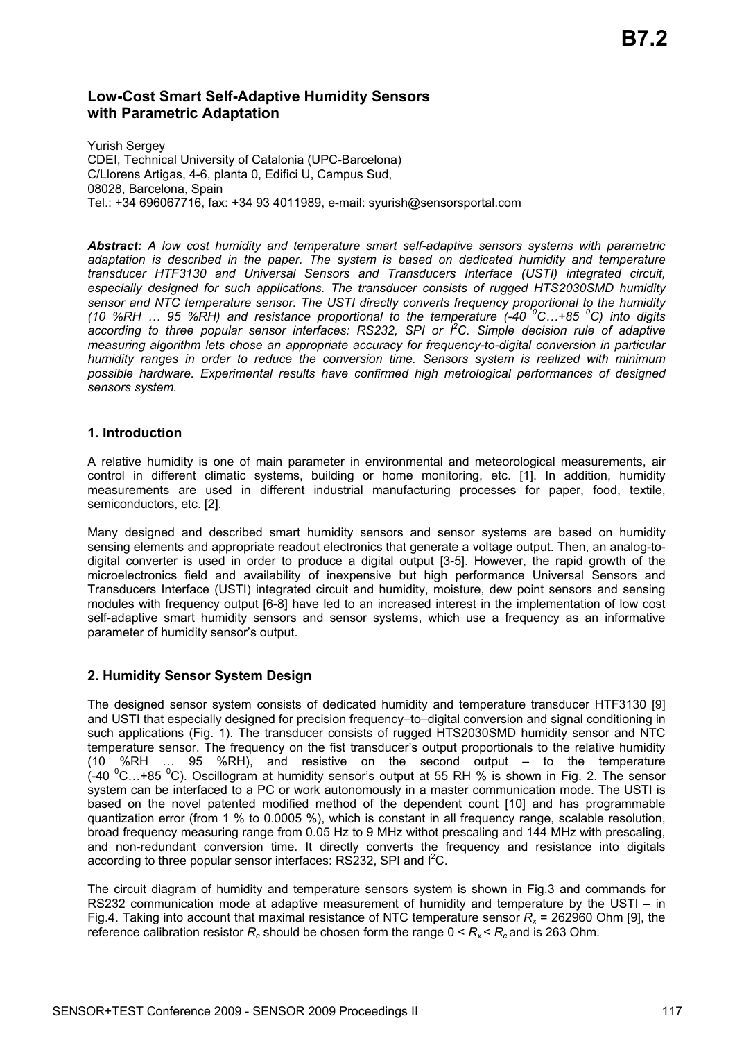# Low-Cost Smart Self-Adaptive Humidity Sensors with Parametric Adaptation

Yurish Sergey
CDEI, Technical University of Catalonia (UPC-Barcelona)
C/Llorens Artigas, 4-6, planta 0, Edifici U, Campus Sud,
08028, Barcelona, Spain
Tel.: +34 696067716, fax: +34 93 4011989, e-mail: syurish@sensorsportal.com

***Abstract:*** *A low cost humidity and temperature smart self-adaptive sensors systems with parametric adaptation is described in the paper. The system is based on dedicated humidity and temperature transducer HTF3130 and Universal Sensors and Transducers Interface (USTI) integrated circuit, especially designed for such applications. The transducer consists of rugged HTS2030SMD humidity sensor and NTC temperature sensor. The USTI directly converts frequency proportional to the humidity (10 %RH … 95 %RH) and resistance proportional to the temperature (-40 $^0$C…+85 $^0$C) into digits according to three popular sensor interfaces: RS232, SPI or $I^2C$. Simple decision rule of adaptive measuring algorithm lets chose an appropriate accuracy for frequency-to-digital conversion in particular humidity ranges in order to reduce the conversion time. Sensors system is realized with minimum possible hardware. Experimental results have confirmed high metrological performances of designed sensors system.*

## 1. Introduction

A relative humidity is one of main parameter in environmental and meteorological measurements, air control in different climatic systems, building or home monitoring, etc. [1]. In addition, humidity measurements are used in different industrial manufacturing processes for paper, food, textile, semiconductors, etc. [2].

Many designed and described smart humidity sensors and sensor systems are based on humidity sensing elements and appropriate readout electronics that generate a voltage output. Then, an analog-to-digital converter is used in order to produce a digital output [3-5]. However, the rapid growth of the microelectronics field and availability of inexpensive but high performance Universal Sensors and Transducers Interface (USTI) integrated circuit and humidity, moisture, dew point sensors and sensing modules with frequency output [6-8] have led to an increased interest in the implementation of low cost self-adaptive smart humidity sensors and sensor systems, which use a frequency as an informative parameter of humidity sensor's output.

## 2. Humidity Sensor System Design

The designed sensor system consists of dedicated humidity and temperature transducer HTF3130 [9] and USTI that especially designed for precision frequency–to–digital conversion and signal conditioning in such applications (Fig. 1). The transducer consists of rugged HTS2030SMD humidity sensor and NTC temperature sensor. The frequency on the fist transducer's output proportionals to the relative humidity (10 %RH … 95 %RH), and resistive on the second output – to the temperature (-40 $^0$C…+85 $^0$C). Oscillogram at humidity sensor's output at 55 RH % is shown in Fig. 2. The sensor system can be interfaced to a PC or work autonomously in a master communication mode. The USTI is based on the novel patented modified method of the dependent count [10] and has programmable quantization error (from 1 % to 0.0005 %), which is constant in all frequency range, scalable resolution, broad frequency measuring range from 0.05 Hz to 9 MHz withot prescaling and 144 MHz with prescaling, and non-redundant conversion time. It directly converts the frequency and resistance into digitals according to three popular sensor interfaces: RS232, SPI and $I^2C$.

The circuit diagram of humidity and temperature sensors system is shown in Fig.3 and commands for RS232 communication mode at adaptive measurement of humidity and temperature by the USTI – in Fig.4. Taking into account that maximal resistance of NTC temperature sensor $R_x$ = 262960 Ohm [9], the reference calibration resistor $R_c$ should be chosen form the range $0 < R_x < R_c$ and is 263 Ohm.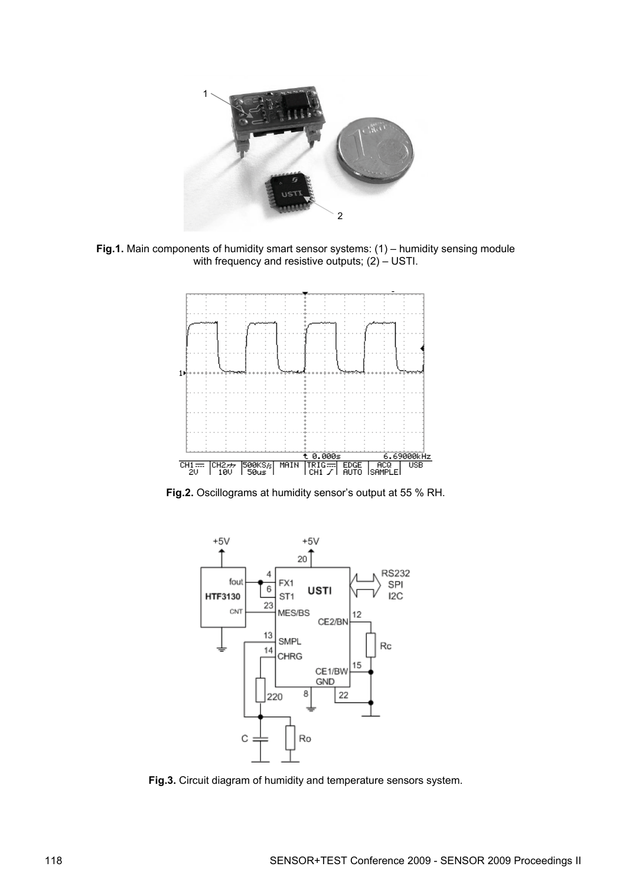**Fig.1.** Main components of humidity smart sensor systems: (1) – humidity sensing module with frequency and resistive outputs; (2) – USTI.

**Fig.2.** Oscillograms at humidity sensor's output at 55 % RH.

**Fig.3.** Circuit diagram of humidity and temperature sensors system.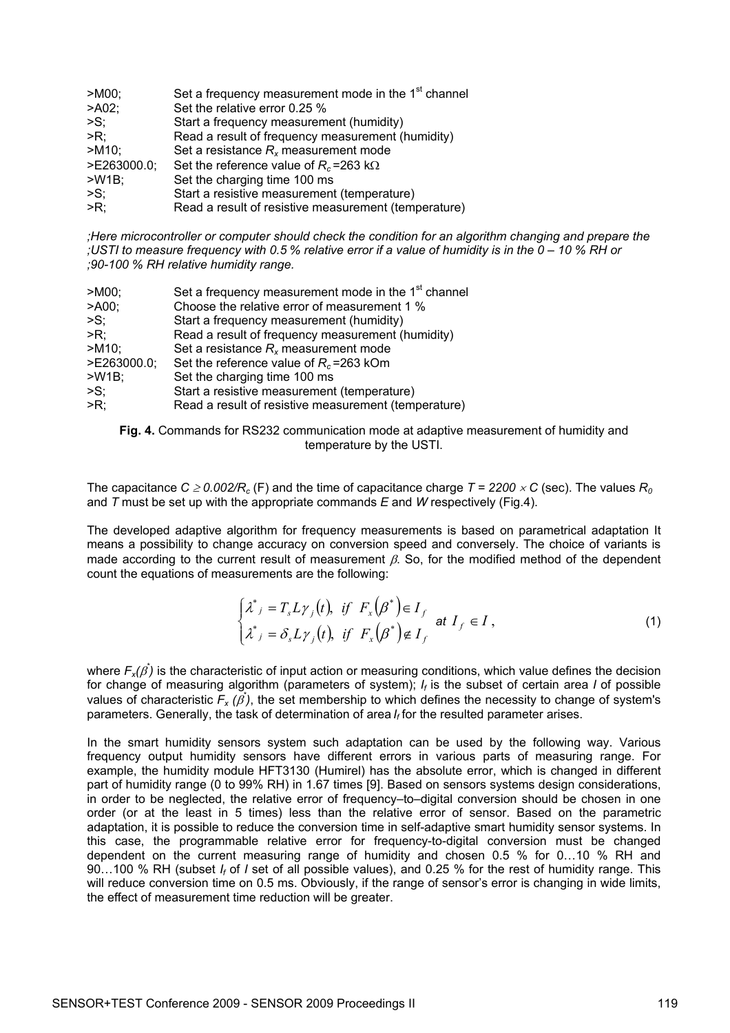```
>M00;         Set a frequency measurement mode in the 1st channel
>A02;         Set the relative error 0.25 %
>S;           Start a frequency measurement (humidity)
>R;           Read a result of frequency measurement (humidity)
>M10;         Set a resistance Rx measurement mode
>E263000.0;   Set the reference value of Rc=263 kΩ
>W1B;         Set the charging time 100 ms
>S;           Start a resistive measurement (temperature)
>R;           Read a result of resistive measurement (temperature)
```

*;Here microcontroller or computer should check the condition for an algorithm changing and prepare the ;USTI to measure frequency with 0.5 % relative error if a value of humidity is in the 0 – 10 % RH or ;90-100 % RH relative humidity range.*

```
>M00;         Set a frequency measurement mode in the 1st channel
>A00;         Choose the relative error of measurement 1 %
>S;           Start a frequency measurement (humidity)
>R;           Read a result of frequency measurement (humidity)
>M10;         Set a resistance Rx measurement mode
>E263000.0;   Set the reference value of Rc=263 kOm
>W1B;         Set the charging time 100 ms
>S;           Start a resistive measurement (temperature)
>R;           Read a result of resistive measurement (temperature)
```

**Fig. 4.** Commands for RS232 communication mode at adaptive measurement of humidity and temperature by the USTI.

The capacitance $C \geq 0.002/R_c$ (F) and the time of capacitance charge $T = 2200 \times C$ (sec). The values $R_0$ and $T$ must be set up with the appropriate commands *E* and *W* respectively (Fig.4).

The developed adaptive algorithm for frequency measurements is based on parametrical adaptation It means a possibility to change accuracy on conversion speed and conversely. The choice of variants is made according to the current result of measurement $\beta$. So, for the modified method of the dependent count the equations of measurements are the following:

$$\begin{cases} \lambda^*_j = T_s L \gamma_j(t), & if \;\; F_x(\beta^*) \in I_f \\ \lambda^*_j = \delta_s L \gamma_j(t), & if \;\; F_x(\beta^*) \notin I_f \end{cases} \;\; at \;\; I_f \in I\,, \tag{1}$$

where $F_x(\beta^*)$ is the characteristic of input action or measuring conditions, which value defines the decision for change of measuring algorithm (parameters of system); $I_f$ is the subset of certain area $I$ of possible values of characteristic $F_x(\beta^*)$, the set membership to which defines the necessity to change of system's parameters. Generally, the task of determination of area $I_f$ for the resulted parameter arises.

In the smart humidity sensors system such adaptation can be used by the following way. Various frequency output humidity sensors have different errors in various parts of measuring range. For example, the humidity module HFT3130 (Humirel) has the absolute error, which is changed in different part of humidity range (0 to 99% RH) in 1.67 times [9]. Based on sensors systems design considerations, in order to be neglected, the relative error of frequency–to–digital conversion should be chosen in one order (or at the least in 5 times) less than the relative error of sensor. Based on the parametric adaptation, it is possible to reduce the conversion time in self-adaptive smart humidity sensor systems. In this case, the programmable relative error for frequency-to-digital conversion must be changed dependent on the current measuring range of humidity and chosen 0.5 % for 0…10 % RH and 90…100 % RH (subset $I_f$ of $I$ set of all possible values), and 0.25 % for the rest of humidity range. This will reduce conversion time on 0.5 ms. Obviously, if the range of sensor's error is changing in wide limits, the effect of measurement time reduction will be greater.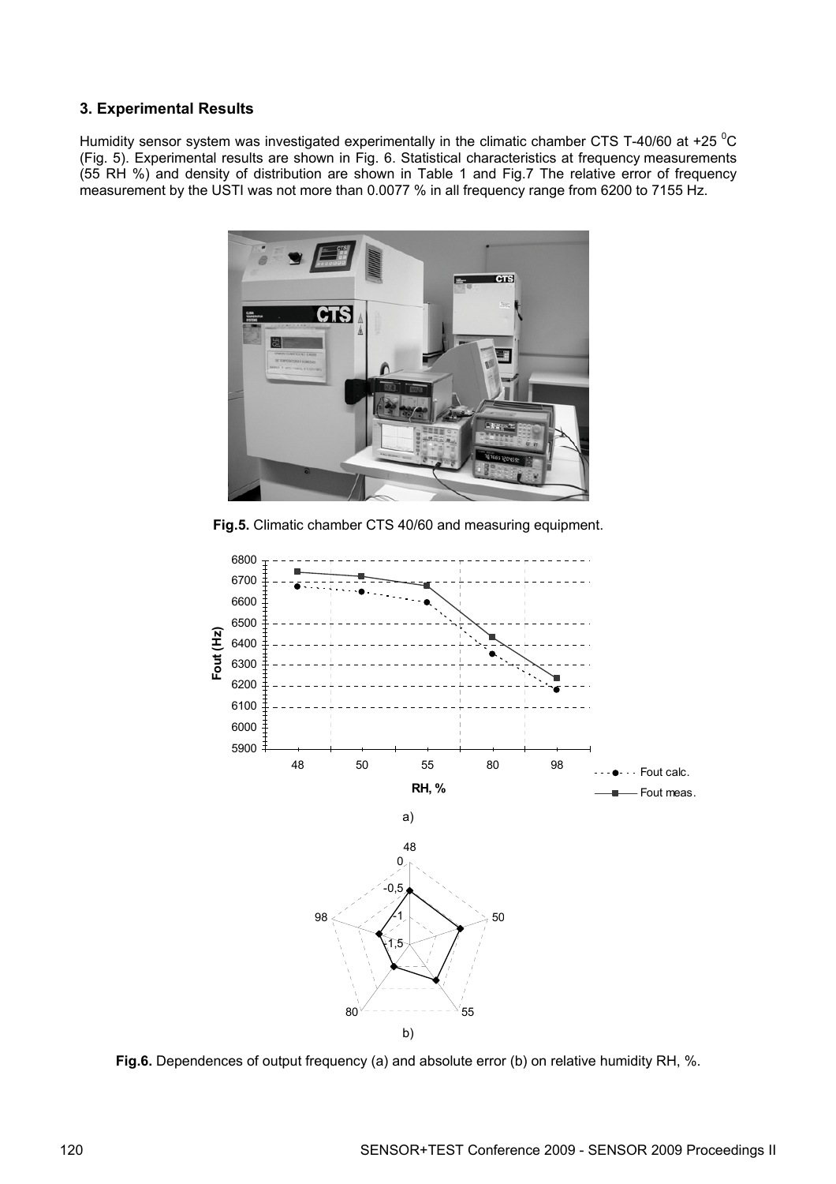## 3. Experimental Results

Humidity sensor system was investigated experimentally in the climatic chamber CTS T-40/60 at +25 $^0$C (Fig. 5). Experimental results are shown in Fig. 6. Statistical characteristics at frequency measurements (55 RH %) and density of distribution are shown in Table 1 and Fig.7 The relative error of frequency measurement by the USTI was not more than 0.0077 % in all frequency range from 6200 to 7155 Hz.

**Fig.5.** Climatic chamber CTS 40/60 and measuring equipment.

**Fig.6.** Dependences of output frequency (a) and absolute error (b) on relative humidity RH, %.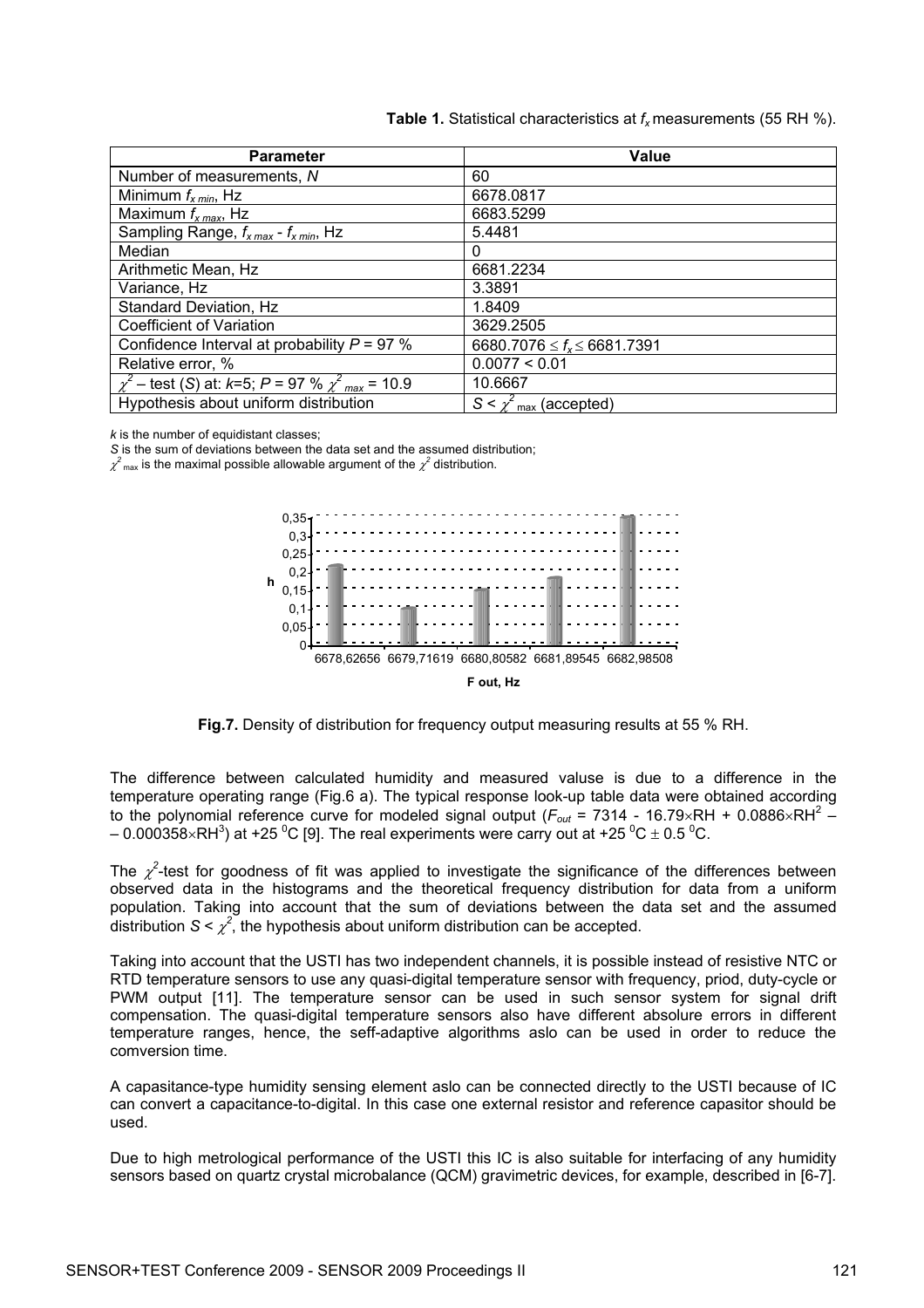**Table 1.** Statistical characteristics at $f_x$ measurements (55 RH %).

| Parameter | Value |
| --- | --- |
| Number of measurements, $N$ | 60 |
| Minimum $f_{x\ min}$, Hz | 6678.0817 |
| Maximum $f_{x\ max}$, Hz | 6683.5299 |
| Sampling Range, $f_{x\ max}$ - $f_{x\ min}$, Hz | 5.4481 |
| Median | 0 |
| Arithmetic Mean, Hz | 6681.2234 |
| Variance, Hz | 3.3891 |
| Standard Deviation, Hz | 1.8409 |
| Coefficient of Variation | 3629.2505 |
| Confidence Interval at probability $P$ = 97 % | $6680.7076 \leq f_x \leq 6681.7391$ |
| Relative error, % | 0.0077 < 0.01 |
| $\chi^2$ – test ($S$) at: $k$=5; $P$ = 97 % $\chi^2_{max}$ = 10.9 | 10.6667 |
| Hypothesis about uniform distribution | $S < \chi^2_{max}$ (accepted) |

$k$ is the number of equidistant classes;
$S$ is the sum of deviations between the data set and the assumed distribution;
$\chi^2_{max}$ is the maximal possible allowable argument of the $\chi^2$ distribution.

**Fig.7.** Density of distribution for frequency output measuring results at 55 % RH.

The difference between calculated humidity and measured valuse is due to a difference in the temperature operating range (Fig.6 a). The typical response look-up table data were obtained according to the polynomial reference curve for modeled signal output ($F_{out}$ = 7314 - 16.79×RH + 0.0886×RH$^2$ – – 0.000358×RH$^3$) at +25 $^0$C [9]. The real experiments were carry out at +25 $^0$C ± 0.5 $^0$C.

The $\chi^2$-test for goodness of fit was applied to investigate the significance of the differences between observed data in the histograms and the theoretical frequency distribution for data from a uniform population. Taking into account that the sum of deviations between the data set and the assumed distribution $S < \chi^2$, the hypothesis about uniform distribution can be accepted.

Taking into account that the USTI has two independent channels, it is possible instead of resistive NTC or RTD temperature sensors to use any quasi-digital temperature sensor with frequency, priod, duty-cycle or PWM output [11]. The temperature sensor can be used in such sensor system for signal drift compensation. The quasi-digital temperature sensors also have different absolure errors in different temperature ranges, hence, the seff-adaptive algorithms aslo can be used in order to reduce the comversion time.

A capasitance-type humidity sensing element aslo can be connected directly to the USTI because of IC can convert a capacitance-to-digital. In this case one external resistor and reference capasitor should be used.

Due to high metrological performance of the USTI this IC is also suitable for interfacing of any humidity sensors based on quartz crystal microbalance (QCM) gravimetric devices, for example, described in [6-7].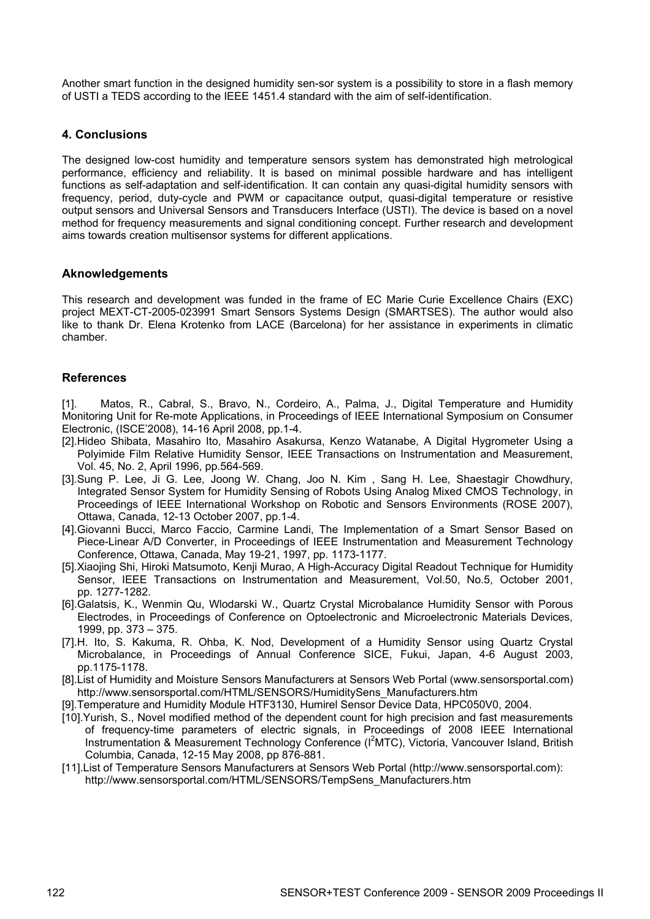Another smart function in the designed humidity sen-sor system is a possibility to store in a flash memory of USTI a TEDS according to the IEEE 1451.4 standard with the aim of self-identification.

## 4. Conclusions

The designed low-cost humidity and temperature sensors system has demonstrated high metrological performance, efficiency and reliability. It is based on minimal possible hardware and has intelligent functions as self-adaptation and self-identification. It can contain any quasi-digital humidity sensors with frequency, period, duty-cycle and PWM or capacitance output, quasi-digital temperature or resistive output sensors and Universal Sensors and Transducers Interface (USTI). The device is based on a novel method for frequency measurements and signal conditioning concept. Further research and development aims towards creation multisensor systems for different applications.

## Aknowledgements

This research and development was funded in the frame of EC Marie Curie Excellence Chairs (EXC) project MEXT-CT-2005-023991 Smart Sensors Systems Design (SMARTSES). The author would also like to thank Dr. Elena Krotenko from LACE (Barcelona) for her assistance in experiments in climatic chamber.

## References

[1]. Matos, R., Cabral, S., Bravo, N., Cordeiro, A., Palma, J., Digital Temperature and Humidity Monitoring Unit for Re-mote Applications, in Proceedings of IEEE International Symposium on Consumer Electronic, (ISCE'2008), 14-16 April 2008, pp.1-4.

[2]. Hideo Shibata, Masahiro Ito, Masahiro Asakursa, Kenzo Watanabe, A Digital Hygrometer Using a Polyimide Film Relative Humidity Sensor, IEEE Transactions on Instrumentation and Measurement, Vol. 45, No. 2, April 1996, pp.564-569.

[3]. Sung P. Lee, Ji G. Lee, Joong W. Chang, Joo N. Kim , Sang H. Lee, Shaestagir Chowdhury, Integrated Sensor System for Humidity Sensing of Robots Using Analog Mixed CMOS Technology, in Proceedings of IEEE International Workshop on Robotic and Sensors Environments (ROSE 2007), Ottawa, Canada, 12-13 October 2007, pp.1-4.

[4]. Giovanni Bucci, Marco Faccio, Carmine Landi, The Implementation of a Smart Sensor Based on Piece-Linear A/D Converter, in Proceedings of IEEE Instrumentation and Measurement Technology Conference, Ottawa, Canada, May 19-21, 1997, pp. 1173-1177.

[5]. Xiaojing Shi, Hiroki Matsumoto, Kenji Murao, A High-Accuracy Digital Readout Technique for Humidity Sensor, IEEE Transactions on Instrumentation and Measurement, Vol.50, No.5, October 2001, pp. 1277-1282.

[6]. Galatsis, K., Wenmin Qu, Wlodarski W., Quartz Crystal Microbalance Humidity Sensor with Porous Electrodes, in Proceedings of Conference on Optoelectronic and Microelectronic Materials Devices, 1999, pp. 373 – 375.

[7]. H. Ito, S. Kakuma, R. Ohba, K. Nod, Development of a Humidity Sensor using Quartz Crystal Microbalance, in Proceedings of Annual Conference SICE, Fukui, Japan, 4-6 August 2003, pp.1175-1178.

[8]. List of Humidity and Moisture Sensors Manufacturers at Sensors Web Portal (www.sensorsportal.com) http://www.sensorsportal.com/HTML/SENSORS/HumiditySens_Manufacturers.htm

[9]. Temperature and Humidity Module HTF3130, Humirel Sensor Device Data, HPC050V0, 2004.

[10]. Yurish, S., Novel modified method of the dependent count for high precision and fast measurements of frequency-time parameters of electric signals, in Proceedings of 2008 IEEE International Instrumentation & Measurement Technology Conference ($I^2$MTC), Victoria, Vancouver Island, British Columbia, Canada, 12-15 May 2008, pp 876-881.

[11]. List of Temperature Sensors Manufacturers at Sensors Web Portal (http://www.sensorsportal.com): http://www.sensorsportal.com/HTML/SENSORS/TempSens_Manufacturers.htm